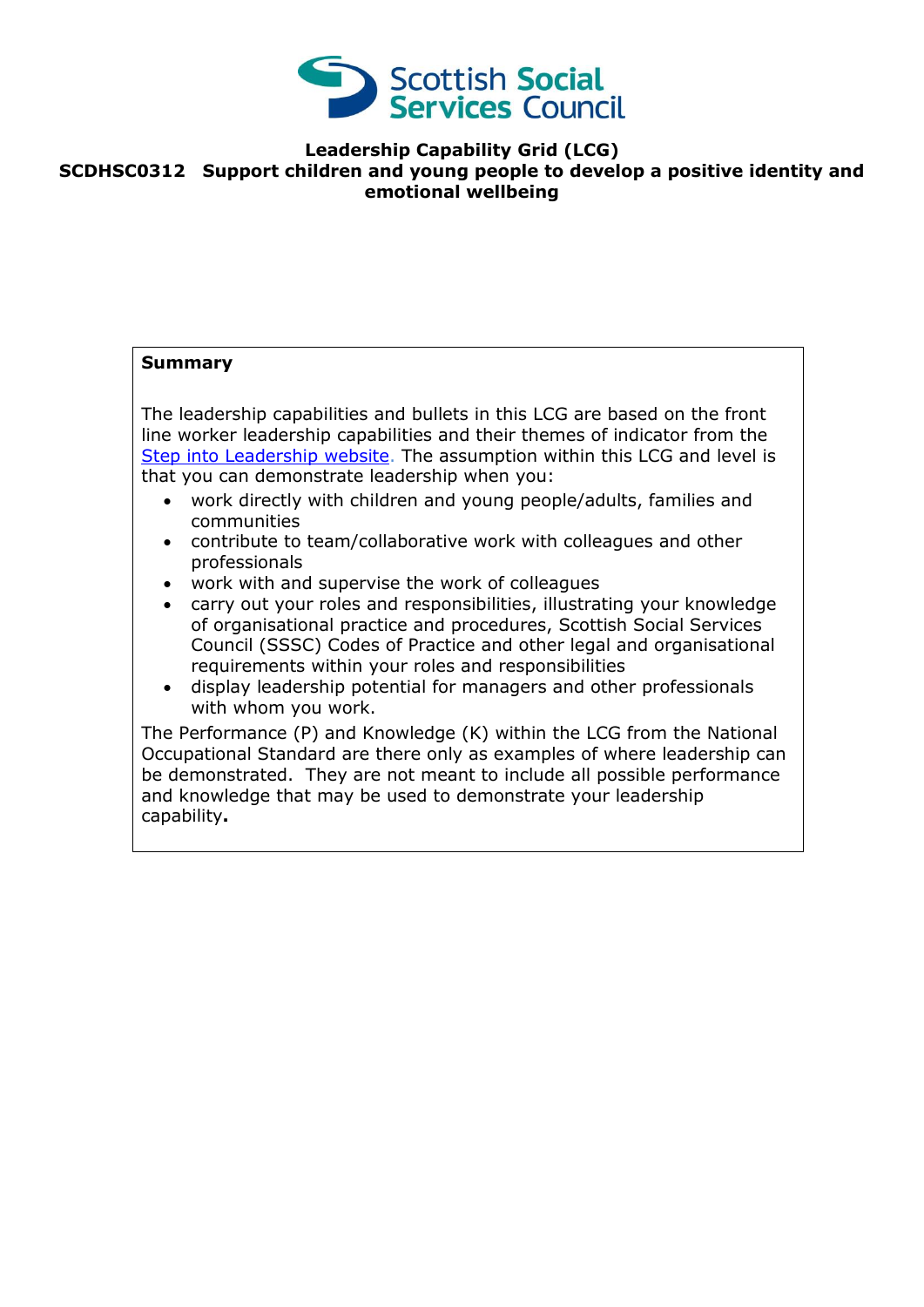Scottish Social Services Council

# Leadership Capability Grid (LCG)

## SCDHSC0312 Support children and young people to develop a positive identity and emotional wellbeing

**Summary**

The leadership capabilities and bullets in this LCG are based on the front line worker leadership capabilities and their themes of indicator from the Step into Leadership website. The assumption within this LCG and level is that you can demonstrate leadership when you:

- work directly with children and young people/adults, families and communities
- contribute to team/collaborative work with colleagues and other professionals
- work with and supervise the work of colleagues
- carry out your roles and responsibilities, illustrating your knowledge of organisational practice and procedures, Scottish Social Services Council (SSSC) Codes of Practice and other legal and organisational requirements within your roles and responsibilities
- display leadership potential for managers and other professionals with whom you work.

The Performance (P) and Knowledge (K) within the LCG from the National Occupational Standard are there only as examples of where leadership can be demonstrated. They are not meant to include all possible performance and knowledge that may be used to demonstrate your leadership capability.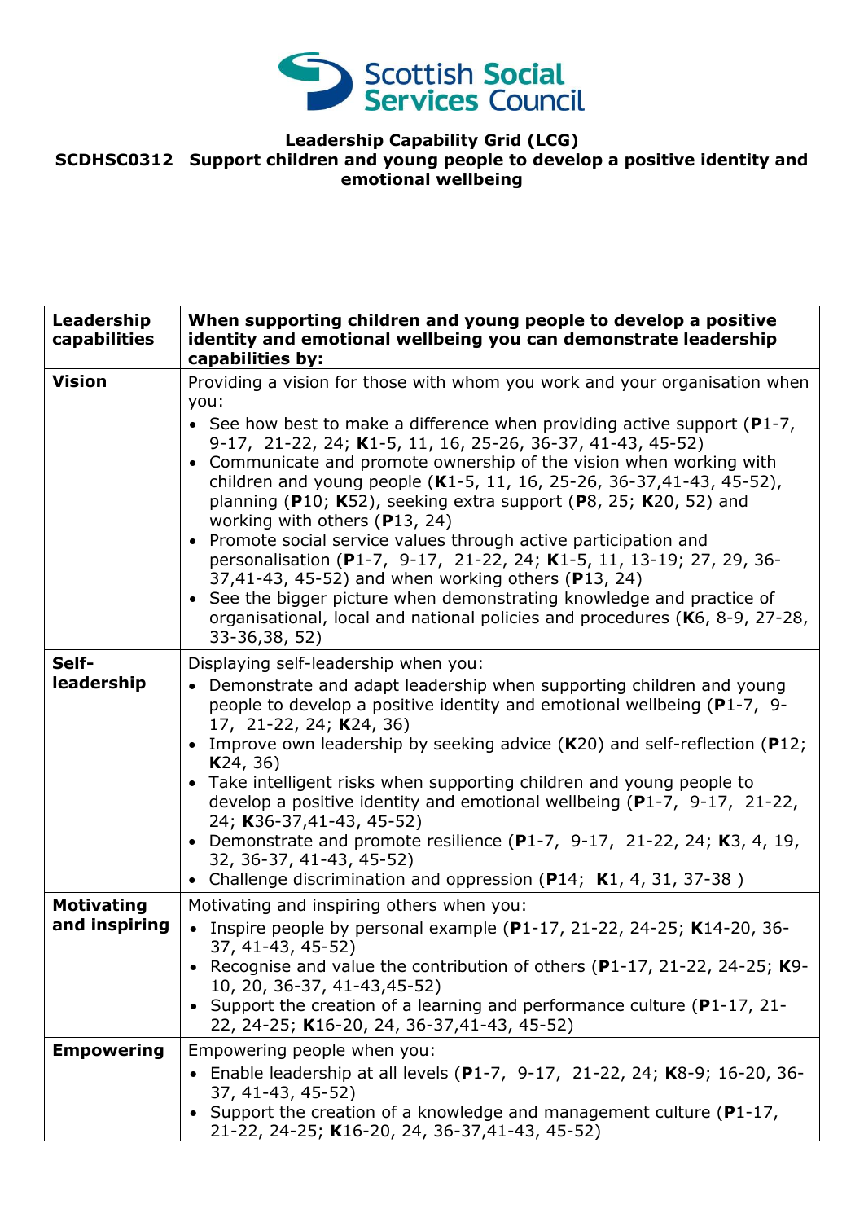Scottish Social Services Council

**Leadership Capability Grid (LCG)**
**SCDHSC0312 Support children and young people to develop a positive identity and emotional wellbeing**

| Leadership capabilities | When supporting children and young people to develop a positive identity and emotional wellbeing you can demonstrate leadership capabilities by: |
|---|---|
| **Vision** | Providing a vision for those with whom you work and your organisation when you:<br>• See how best to make a difference when providing active support (**P**1-7, 9-17, 21-22, 24; **K**1-5, 11, 16, 25-26, 36-37, 41-43, 45-52)<br>• Communicate and promote ownership of the vision when working with children and young people (**K**1-5, 11, 16, 25-26, 36-37,41-43, 45-52), planning (**P**10; **K**52), seeking extra support (**P**8, 25; **K**20, 52) and working with others (**P**13, 24)<br>• Promote social service values through active participation and personalisation (**P**1-7, 9-17, 21-22, 24; **K**1-5, 11, 13-19; 27, 29, 36-37,41-43, 45-52) and when working others (**P**13, 24)<br>• See the bigger picture when demonstrating knowledge and practice of organisational, local and national policies and procedures (**K**6, 8-9, 27-28, 33-36,38, 52) |
| **Self-leadership** | Displaying self-leadership when you:<br>• Demonstrate and adapt leadership when supporting children and young people to develop a positive identity and emotional wellbeing (**P**1-7, 9-17, 21-22, 24; **K**24, 36)<br>• Improve own leadership by seeking advice (**K**20) and self-reflection (**P**12; **K**24, 36)<br>• Take intelligent risks when supporting children and young people to develop a positive identity and emotional wellbeing (**P**1-7, 9-17, 21-22, 24; **K**36-37,41-43, 45-52)<br>• Demonstrate and promote resilience (**P**1-7, 9-17, 21-22, 24; **K**3, 4, 19, 32, 36-37, 41-43, 45-52)<br>• Challenge discrimination and oppression (**P**14; **K**1, 4, 31, 37-38 ) |
| **Motivating and inspiring** | Motivating and inspiring others when you:<br>• Inspire people by personal example (**P**1-17, 21-22, 24-25; **K**14-20, 36-37, 41-43, 45-52)<br>• Recognise and value the contribution of others (**P**1-17, 21-22, 24-25; **K**9-10, 20, 36-37, 41-43,45-52)<br>• Support the creation of a learning and performance culture (**P**1-17, 21-22, 24-25; **K**16-20, 24, 36-37,41-43, 45-52) |
| **Empowering** | Empowering people when you:<br>• Enable leadership at all levels (**P**1-7, 9-17, 21-22, 24; **K**8-9; 16-20, 36-37, 41-43, 45-52)<br>• Support the creation of a knowledge and management culture (**P**1-17, 21-22, 24-25; **K**16-20, 24, 36-37,41-43, 45-52) |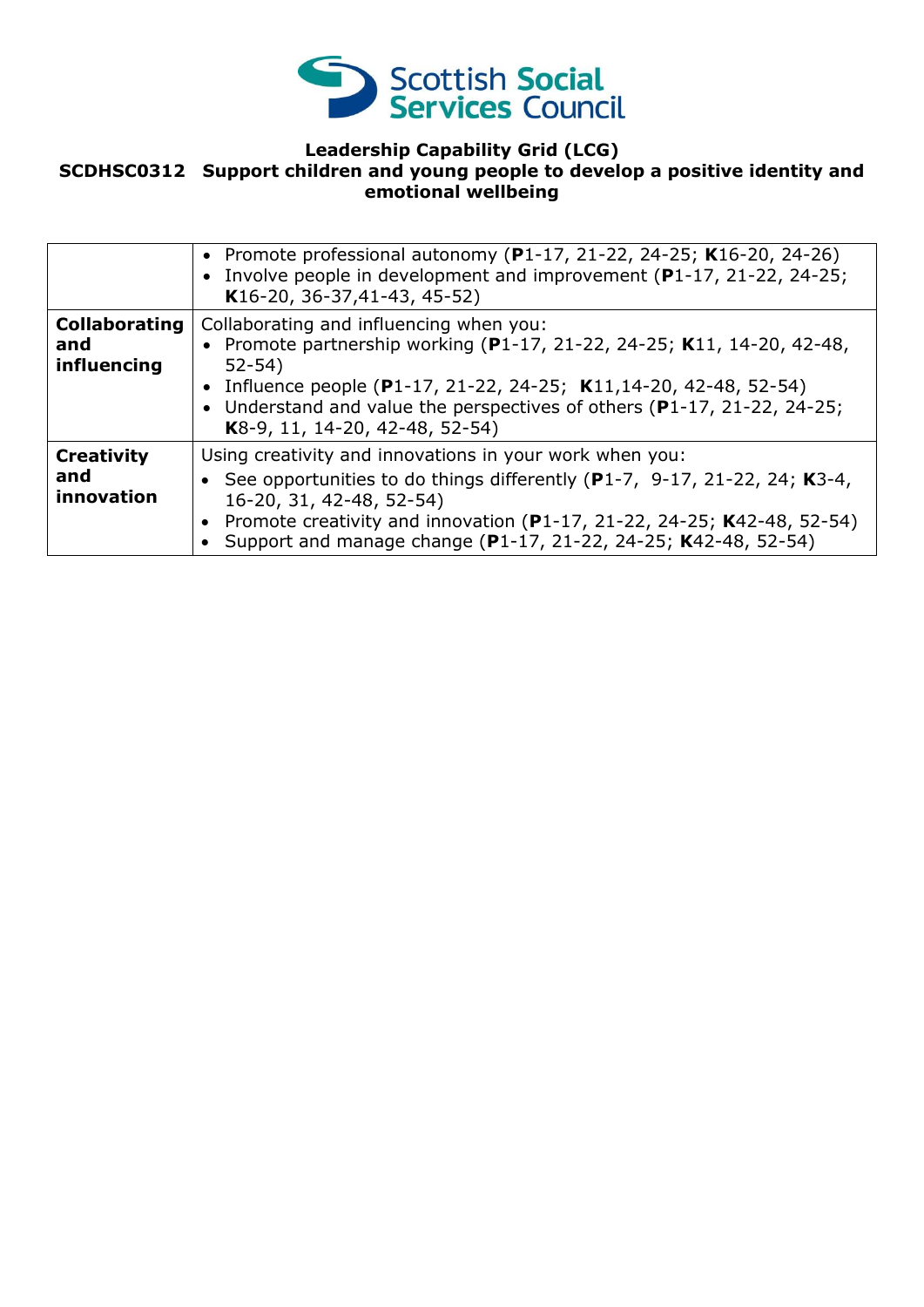**Leadership Capability Grid (LCG)**
**SCDHSC0312 Support children and young people to develop a positive identity and emotional wellbeing**

| | |
|---|---|
| | • Promote professional autonomy (**P**1-17, 21-22, 24-25; **K**16-20, 24-26)<br>• Involve people in development and improvement (**P**1-17, 21-22, 24-25; **K**16-20, 36-37,41-43, 45-52) |
| **Collaborating and influencing** | Collaborating and influencing when you:<br>• Promote partnership working (**P**1-17, 21-22, 24-25; **K**11, 14-20, 42-48, 52-54)<br>• Influence people (**P**1-17, 21-22, 24-25; **K**11,14-20, 42-48, 52-54)<br>• Understand and value the perspectives of others (**P**1-17, 21-22, 24-25; **K**8-9, 11, 14-20, 42-48, 52-54) |
| **Creativity and innovation** | Using creativity and innovations in your work when you:<br>• See opportunities to do things differently (**P**1-7, 9-17, 21-22, 24; **K**3-4, 16-20, 31, 42-48, 52-54)<br>• Promote creativity and innovation (**P**1-17, 21-22, 24-25; **K**42-48, 52-54)<br>• Support and manage change (**P**1-17, 21-22, 24-25; **K**42-48, 52-54) |